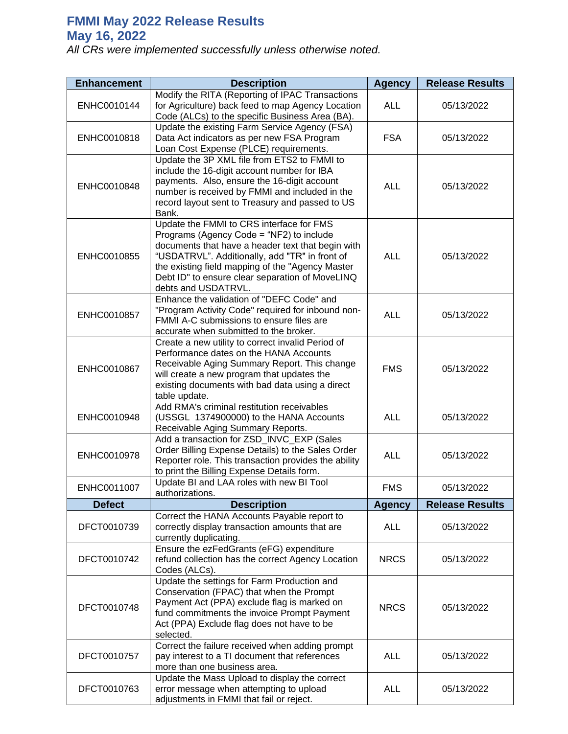# FMMI May 2022 Release Results

## May 16, 2022

*All CRs were implemented successfully unless otherwise noted.*

| Enhancement | Description | Agency | Release Results |
|---|---|---|---|
| ENHC0010144 | Modify the RITA (Reporting of IPAC Transactions for Agriculture) back feed to map Agency Location Code (ALCs) to the specific Business Area (BA). | ALL | 05/13/2022 |
| ENHC0010818 | Update the existing Farm Service Agency (FSA) Data Act indicators as per new FSA Program Loan Cost Expense (PLCE) requirements. | FSA | 05/13/2022 |
| ENHC0010848 | Update the 3P XML file from ETS2 to FMMI to include the 16-digit account number for IBA payments. Also, ensure the 16-digit account number is received by FMMI and included in the record layout sent to Treasury and passed to US Bank. | ALL | 05/13/2022 |
| ENHC0010855 | Update the FMMI to CRS interface for FMS Programs (Agency Code = "NF2) to include documents that have a header text that begin with "USDATRVL". Additionally, add "TR" in front of the existing field mapping of the "Agency Master Debt ID" to ensure clear separation of MoveLINQ debts and USDATRVL. | ALL | 05/13/2022 |
| ENHC0010857 | Enhance the validation of "DEFC Code" and "Program Activity Code" required for inbound non-FMMI A-C submissions to ensure files are accurate when submitted to the broker. | ALL | 05/13/2022 |
| ENHC0010867 | Create a new utility to correct invalid Period of Performance dates on the HANA Accounts Receivable Aging Summary Report. This change will create a new program that updates the existing documents with bad data using a direct table update. | FMS | 05/13/2022 |
| ENHC0010948 | Add RMA's criminal restitution receivables (USSGL 1374900000) to the HANA Accounts Receivable Aging Summary Reports. | ALL | 05/13/2022 |
| ENHC0010978 | Add a transaction for ZSD_INVC_EXP (Sales Order Billing Expense Details) to the Sales Order Reporter role. This transaction provides the ability to print the Billing Expense Details form. | ALL | 05/13/2022 |
| ENHC0011007 | Update BI and LAA roles with new BI Tool authorizations. | FMS | 05/13/2022 |
| **Defect** | **Description** | **Agency** | **Release Results** |
| DFCT0010739 | Correct the HANA Accounts Payable report to correctly display transaction amounts that are currently duplicating. | ALL | 05/13/2022 |
| DFCT0010742 | Ensure the ezFedGrants (eFG) expenditure refund collection has the correct Agency Location Codes (ALCs). | NRCS | 05/13/2022 |
| DFCT0010748 | Update the settings for Farm Production and Conservation (FPAC) that when the Prompt Payment Act (PPA) exclude flag is marked on fund commitments the invoice Prompt Payment Act (PPA) Exclude flag does not have to be selected. | NRCS | 05/13/2022 |
| DFCT0010757 | Correct the failure received when adding prompt pay interest to a TI document that references more than one business area. | ALL | 05/13/2022 |
| DFCT0010763 | Update the Mass Upload to display the correct error message when attempting to upload adjustments in FMMI that fail or reject. | ALL | 05/13/2022 |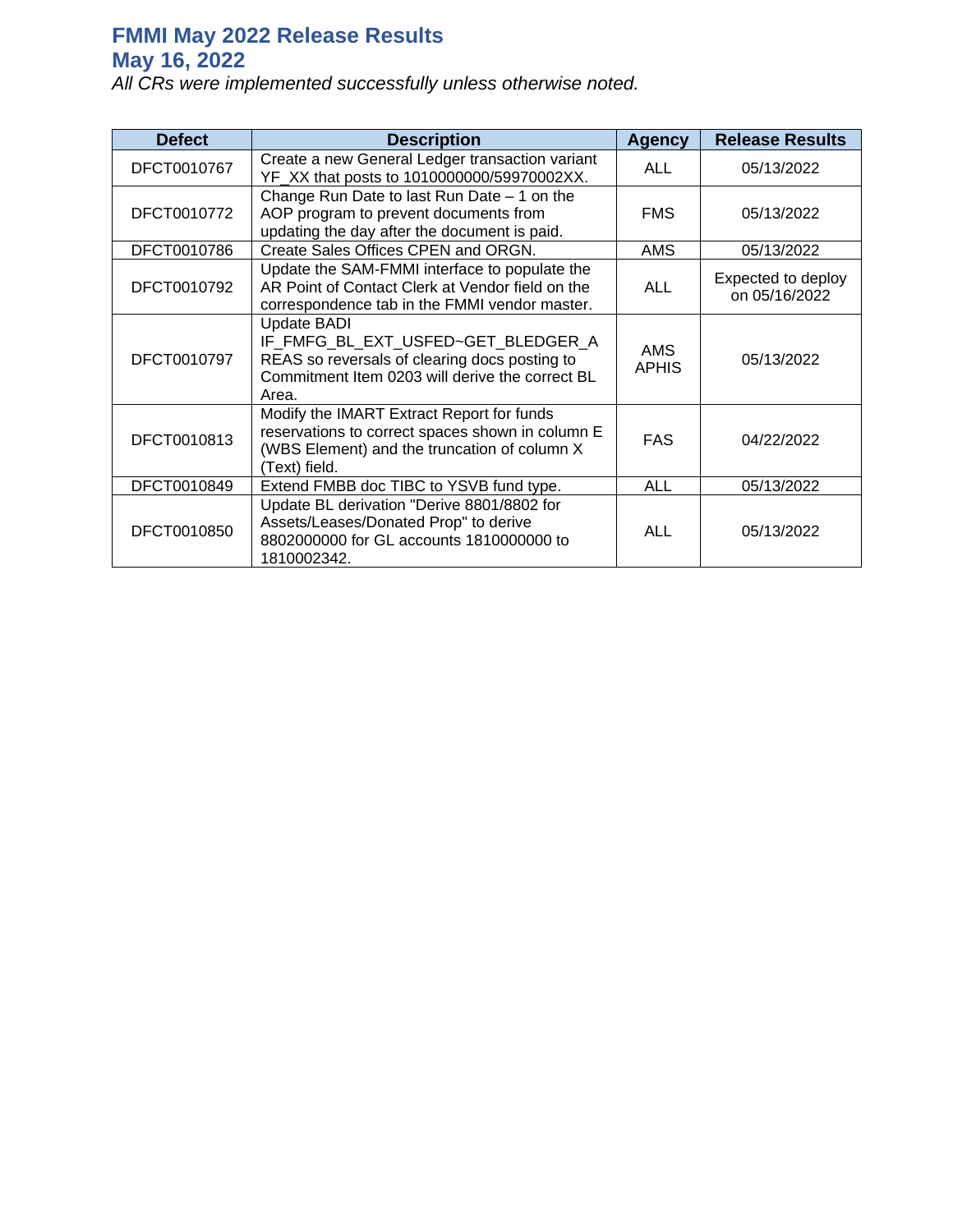# FMMI May 2022 Release Results
# May 16, 2022

*All CRs were implemented successfully unless otherwise noted.*

| Defect | Description | Agency | Release Results |
|---|---|---|---|
| DFCT0010767 | Create a new General Ledger transaction variant YF_XX that posts to 1010000000/59970002XX. | ALL | 05/13/2022 |
| DFCT0010772 | Change Run Date to last Run Date – 1 on the AOP program to prevent documents from updating the day after the document is paid. | FMS | 05/13/2022 |
| DFCT0010786 | Create Sales Offices CPEN and ORGN. | AMS | 05/13/2022 |
| DFCT0010792 | Update the SAM-FMMI interface to populate the AR Point of Contact Clerk at Vendor field on the correspondence tab in the FMMI vendor master. | ALL | Expected to deploy on 05/16/2022 |
| DFCT0010797 | Update BADI IF_FMFG_BL_EXT_USFED~GET_BLEDGER_AREAS so reversals of clearing docs posting to Commitment Item 0203 will derive the correct BL Area. | AMS APHIS | 05/13/2022 |
| DFCT0010813 | Modify the IMART Extract Report for funds reservations to correct spaces shown in column E (WBS Element) and the truncation of column X (Text) field. | FAS | 04/22/2022 |
| DFCT0010849 | Extend FMBB doc TIBC to YSVB fund type. | ALL | 05/13/2022 |
| DFCT0010850 | Update BL derivation "Derive 8801/8802 for Assets/Leases/Donated Prop" to derive 8802000000 for GL accounts 1810000000 to 1810002342. | ALL | 05/13/2022 |